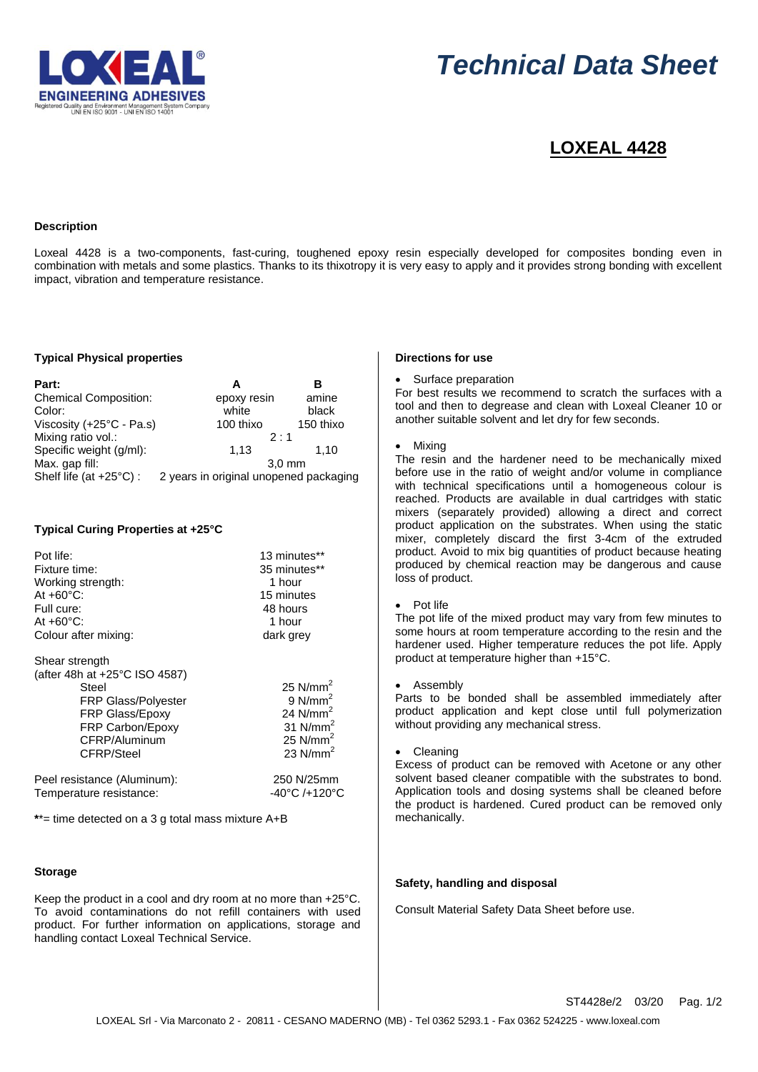# Technical Data Sheet

## LOXEAL 4428

### Description

Loxeal 4428 is a two-components, fast-curing, toughened epoxy resin especially developed for composites bonding even in combination with metals and some plastics. Thanks to its thixotropy it is very easy to apply and it provides strong bonding with excellent impact, vibration and temperature resistance.

### Typical Physical properties

| Part: | A | B |
|---|---|---|
| Chemical Composition: | epoxy resin | amine |
| Color: | white | black |
| Viscosity (+25°C - Pa.s) | 100 thixo | 150 thixo |
| Mixing ratio vol.: | 2 : 1 | |
| Specific weight (g/ml): | 1,13 | 1,10 |
| Max. gap fill: | 3,0 mm | |
| Shelf life (at +25°C) : | 2 years in original unopened packaging | |

### Typical Curing Properties at +25°C

| | |
|---|---|
| Pot life: | 13 minutes** |
| Fixture time: | 35 minutes** |
| Working strength: | 1 hour |
| At +60°C: | 15 minutes |
| Full cure: | 48 hours |
| At +60°C: | 1 hour |
| Colour after mixing: | dark grey |

Shear strength
(after 48h at +25°C ISO 4587)

| | |
|---|---|
| Steel | 25 $N/mm^2$ |
| FRP Glass/Polyester | 9 $N/mm^2$ |
| FRP Glass/Epoxy | 24 $N/mm^2$ |
| FRP Carbon/Epoxy | 31 $N/mm^2$ |
| CFRP/Aluminum | 25 $N/mm^2$ |
| CFRP/Steel | 23 $N/mm^2$ |

| | |
|---|---|
| Peel resistance (Aluminum): | 250 N/25mm |
| Temperature resistance: | -40°C /+120°C |

**= time detected on a 3 g total mass mixture A+B

### Storage

Keep the product in a cool and dry room at no more than +25°C. To avoid contaminations do not refill containers with used product. For further information on applications, storage and handling contact Loxeal Technical Service.

### Directions for use

- Surface preparation

For best results we recommend to scratch the surfaces with a tool and then to degrease and clean with Loxeal Cleaner 10 or another suitable solvent and let dry for few seconds.

- Mixing

The resin and the hardener need to be mechanically mixed before use in the ratio of weight and/or volume in compliance with technical specifications until a homogeneous colour is reached. Products are available in dual cartridges with static mixers (separately provided) allowing a direct and correct product application on the substrates. When using the static mixer, completely discard the first 3-4cm of the extruded product. Avoid to mix big quantities of product because heating produced by chemical reaction may be dangerous and cause loss of product.

- Pot life

The pot life of the mixed product may vary from few minutes to some hours at room temperature according to the resin and the hardener used. Higher temperature reduces the pot life. Apply product at temperature higher than +15°C.

- Assembly

Parts to be bonded shall be assembled immediately after product application and kept close until full polymerization without providing any mechanical stress.

- Cleaning

Excess of product can be removed with Acetone or any other solvent based cleaner compatible with the substrates to bond. Application tools and dosing systems shall be cleaned before the product is hardened. Cured product can be removed only mechanically.

### Safety, handling and disposal

Consult Material Safety Data Sheet before use.

ST4428e/2 03/20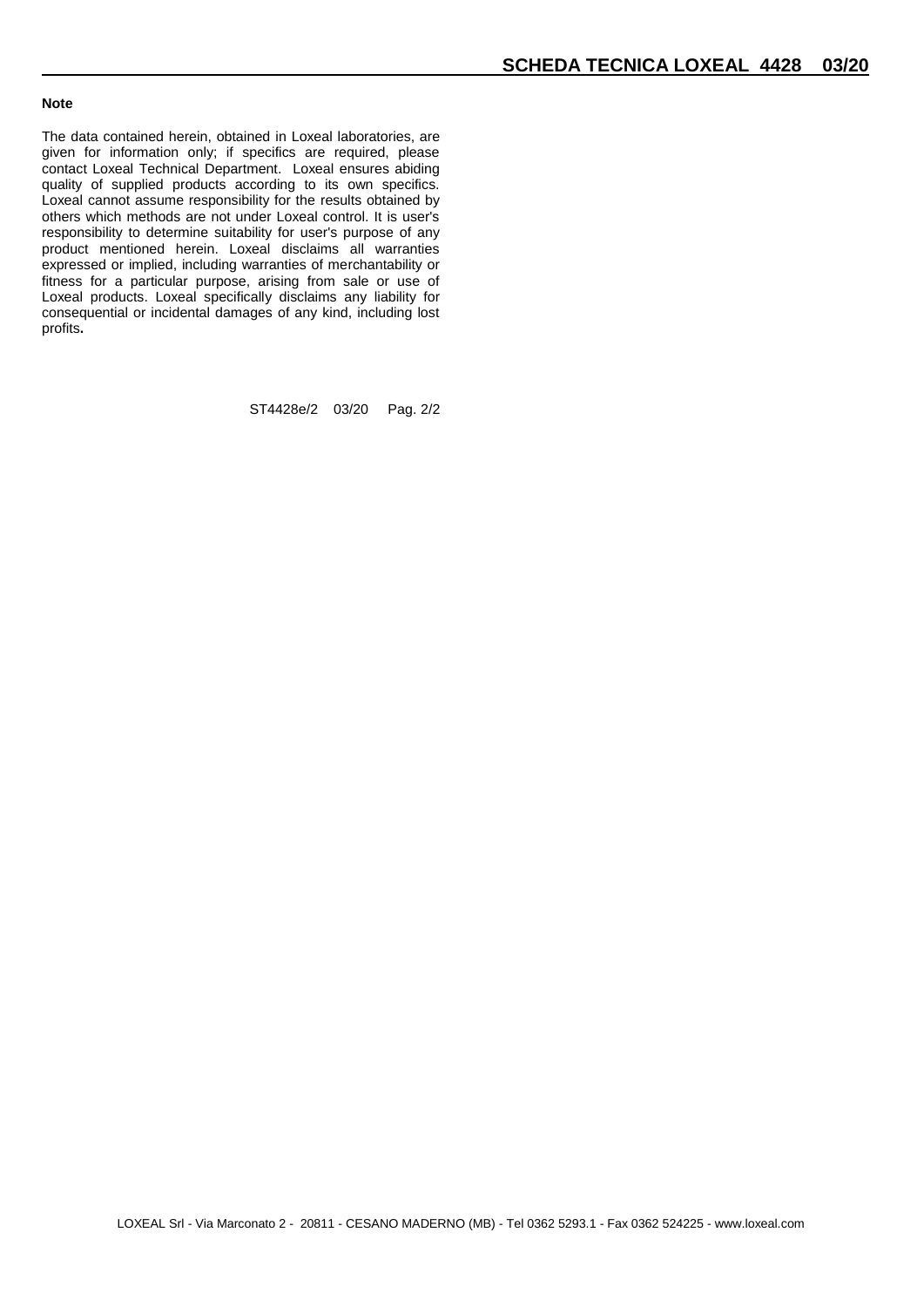**Note**

The data contained herein, obtained in Loxeal laboratories, are given for information only; if specifics are required, please contact Loxeal Technical Department. Loxeal ensures abiding quality of supplied products according to its own specifics. Loxeal cannot assume responsibility for the results obtained by others which methods are not under Loxeal control. It is user's responsibility to determine suitability for user's purpose of any product mentioned herein. Loxeal disclaims all warranties expressed or implied, including warranties of merchantability or fitness for a particular purpose, arising from sale or use of Loxeal products. Loxeal specifically disclaims any liability for consequential or incidental damages of any kind, including lost profits**.**